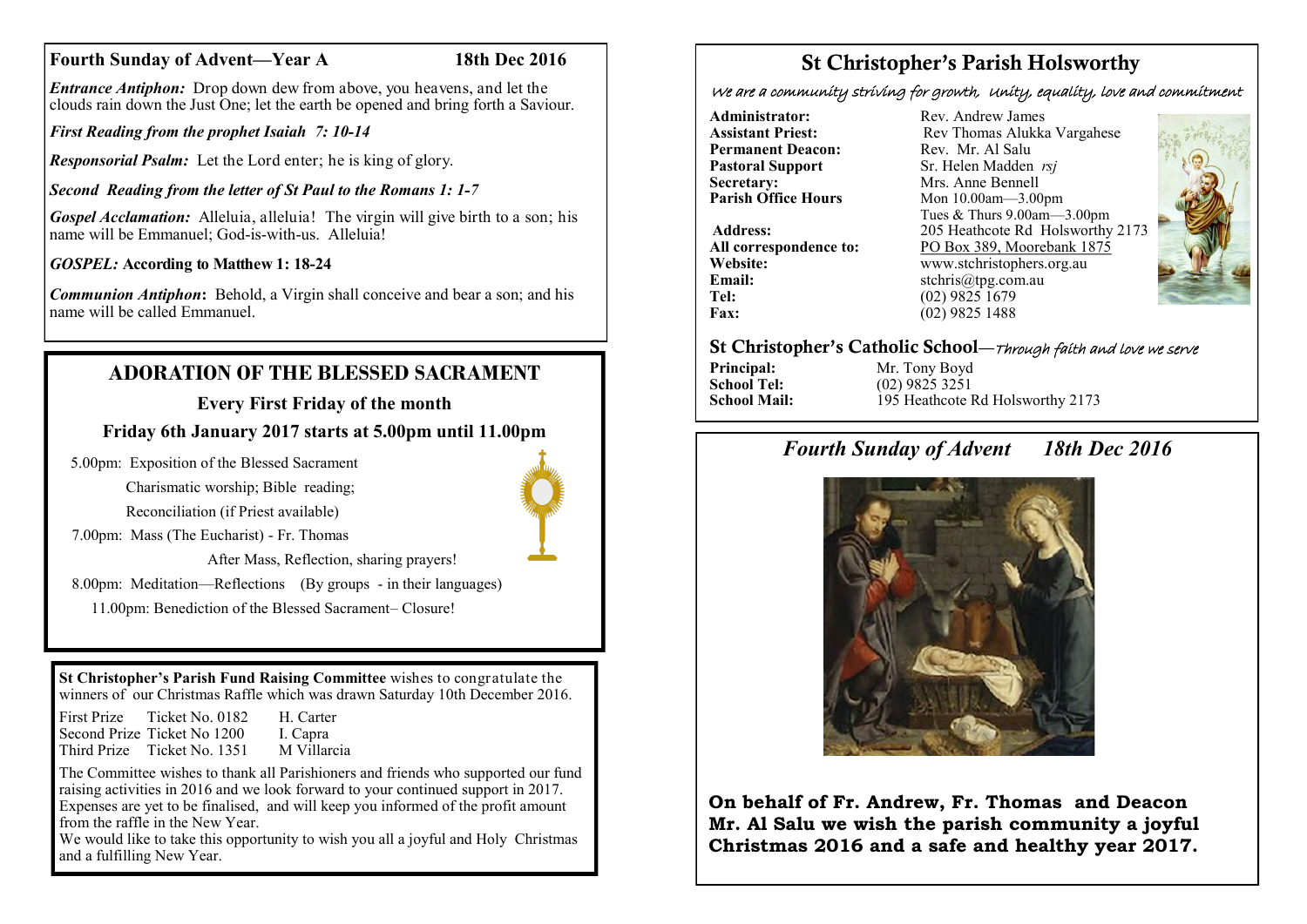**Fourth Sunday of Advent—Year A** **18th Dec 2016**

***Entrance Antiphon:*** Drop down dew from above, you heavens, and let the clouds rain down the Just One; let the earth be opened and bring forth a Saviour.

***First Reading from the prophet Isaiah 7: 10-14***

***Responsorial Psalm:*** Let the Lord enter; he is king of glory.

***Second Reading from the letter of St Paul to the Romans 1: 1-7***

***Gospel Acclamation:*** Alleluia, alleluia! The virgin will give birth to a son; his name will be Emmanuel; God-is-with-us. Alleluia!

***GOSPEL:*** **According to Matthew 1: 18-24**

***Communion Antiphon*:** Behold, a Virgin shall conceive and bear a son; and his name will be called Emmanuel.

## ADORATION OF THE BLESSED SACRAMENT

**Every First Friday of the month**

**Friday 6th January 2017 starts at 5.00pm until 11.00pm**

5.00pm: Exposition of the Blessed Sacrament
Charismatic worship; Bible reading;
Reconciliation (if Priest available)

7.00pm: Mass (The Eucharist) - Fr. Thomas
After Mass, Reflection, sharing prayers!

8.00pm: Meditation—Reflections (By groups - in their languages)

11.00pm: Benediction of the Blessed Sacrament– Closure!

**St Christopher's Parish Fund Raising Committee** wishes to congratulate the winners of our Christmas Raffle which was drawn Saturday 10th December 2016.

| Prize | Ticket | Winner |
|---|---|---|
| First Prize | Ticket No. 0182 | H. Carter |
| Second Prize | Ticket No 1200 | I. Capra |
| Third Prize | Ticket No. 1351 | M Villarcia |

The Committee wishes to thank all Parishioners and friends who supported our fund raising activities in 2016 and we look forward to your continued support in 2017. Expenses are yet to be finalised, and will keep you informed of the profit amount from the raffle in the New Year.
We would like to take this opportunity to wish you all a joyful and Holy Christmas and a fulfilling New Year.

# St Christopher's Parish Holsworthy

*We are a community striving for growth, Unity, equality, love and commitment*

**Administrator:** Rev. Andrew James
**Assistant Priest:** Rev Thomas Alukka Vargahese
**Permanent Deacon:** Rev. Mr. Al Salu
**Pastoral Support** Sr. Helen Madden *rsj*
**Secretary:** Mrs. Anne Bennell
**Parish Office Hours** Mon 10.00am—3.00pm
Tues & Thurs 9.00am—3.00pm
**Address:** 205 Heathcote Rd Holsworthy 2173
**All correspondence to:** PO Box 389, Moorebank 1875
**Website:** www.stchristophers.org.au
**Email:** stchris@tpg.com.au
**Tel:** (02) 9825 1679
**Fax:** (02) 9825 1488

## St Christopher's Catholic School—*Through faith and love we serve*

**Principal:** Mr. Tony Boyd
**School Tel:** (02) 9825 3251
**School Mail:** 195 Heathcote Rd Holsworthy 2173

## *Fourth Sunday of Advent 18th Dec 2016*

**On behalf of Fr. Andrew, Fr. Thomas and Deacon Mr. Al Salu we wish the parish community a joyful Christmas 2016 and a safe and healthy year 2017.**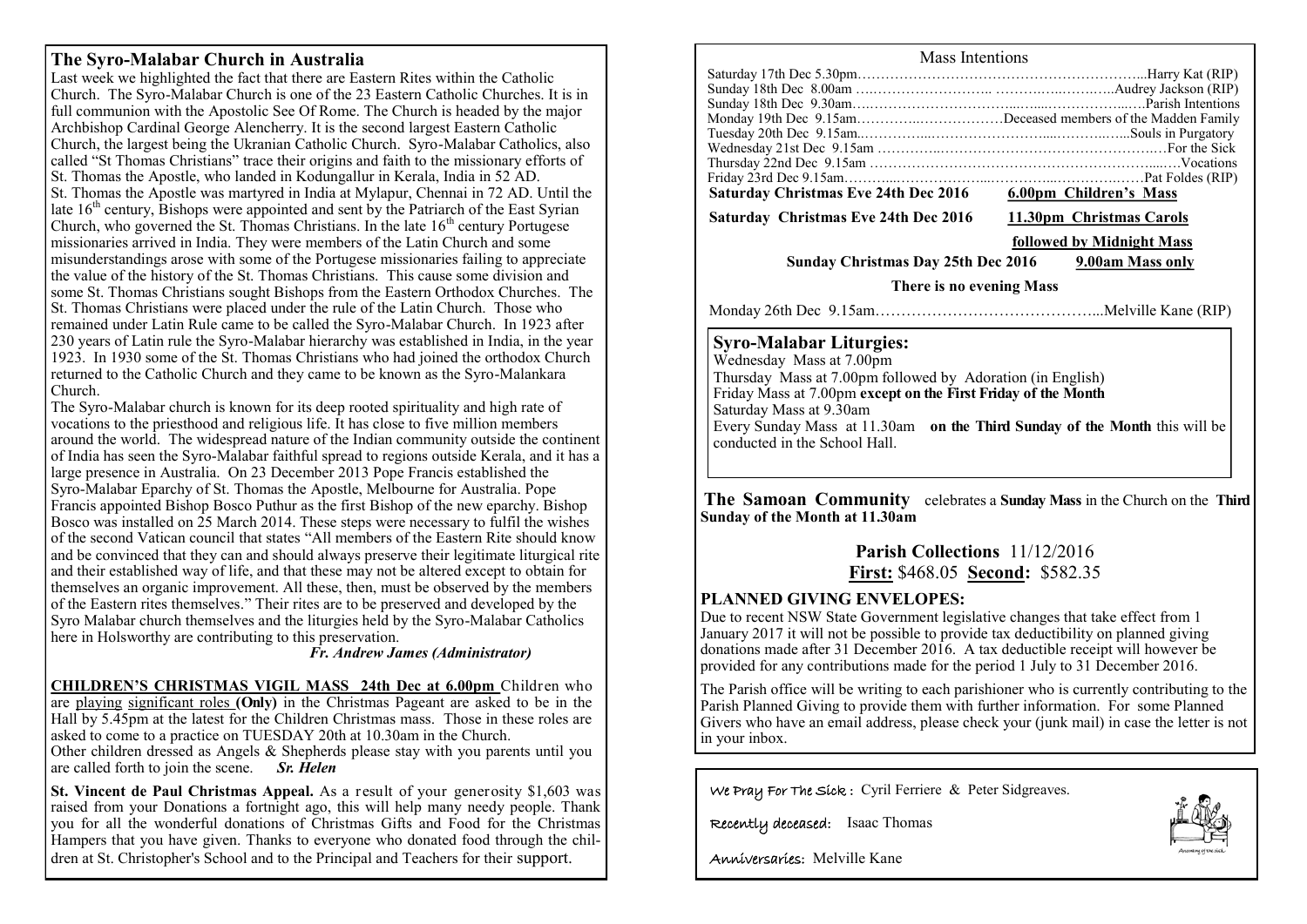## The Syro-Malabar Church in Australia

Last week we highlighted the fact that there are Eastern Rites within the Catholic Church. The Syro-Malabar Church is one of the 23 Eastern Catholic Churches. It is in full communion with the Apostolic See Of Rome. The Church is headed by the major Archbishop Cardinal George Alencherry. It is the second largest Eastern Catholic Church, the largest being the Ukranian Catholic Church. Syro-Malabar Catholics, also called "St Thomas Christians" trace their origins and faith to the missionary efforts of St. Thomas the Apostle, who landed in Kodungallur in Kerala, India in 52 AD. St. Thomas the Apostle was martyred in India at Mylapur, Chennai in 72 AD. Until the late 16th century, Bishops were appointed and sent by the Patriarch of the East Syrian Church, who governed the St. Thomas Christians. In the late 16th century Portugese missionaries arrived in India. They were members of the Latin Church and some misunderstandings arose with some of the Portugese missionaries failing to appreciate the value of the history of the St. Thomas Christians. This cause some division and some St. Thomas Christians sought Bishops from the Eastern Orthodox Churches. The St. Thomas Christians were placed under the rule of the Latin Church. Those who remained under Latin Rule came to be called the Syro-Malabar Church. In 1923 after 230 years of Latin rule the Syro-Malabar hierarchy was established in India, in the year 1923. In 1930 some of the St. Thomas Christians who had joined the orthodox Church returned to the Catholic Church and they came to be known as the Syro-Malankara Church.

The Syro-Malabar church is known for its deep rooted spirituality and high rate of vocations to the priesthood and religious life. It has close to five million members around the world. The widespread nature of the Indian community outside the continent of India has seen the Syro-Malabar faithful spread to regions outside Kerala, and it has a large presence in Australia. On 23 December 2013 Pope Francis established the Syro-Malabar Eparchy of St. Thomas the Apostle, Melbourne for Australia. Pope Francis appointed Bishop Bosco Puthur as the first Bishop of the new eparchy. Bishop Bosco was installed on 25 March 2014. These steps were necessary to fulfil the wishes of the second Vatican council that states "All members of the Eastern Rite should know and be convinced that they can and should always preserve their legitimate liturgical rite and their established way of life, and that these may not be altered except to obtain for themselves an organic improvement. All these, then, must be observed by the members of the Eastern rites themselves." Their rites are to be preserved and developed by the Syro Malabar church themselves and the liturgies held by the Syro-Malabar Catholics here in Holsworthy are contributing to this preservation.

***Fr. Andrew James (Administrator)***

**CHILDREN'S CHRISTMAS VIGIL MASS 24th Dec at 6.00pm** Children who are playing significant roles **(Only)** in the Christmas Pageant are asked to be in the Hall by 5.45pm at the latest for the Children Christmas mass. Those in these roles are asked to come to a practice on TUESDAY 20th at 10.30am in the Church.
Other children dressed as Angels & Shepherds please stay with you parents until you are called forth to join the scene. ***Sr. Helen***

**St. Vincent de Paul Christmas Appeal.** As a result of your generosity $1,603 was raised from your Donations a fortnight ago, this will help many needy people. Thank you for all the wonderful donations of Christmas Gifts and Food for the Christmas Hampers that you have given. Thanks to everyone who donated food through the children at St. Christopher's School and to the Principal and Teachers for their support.

## Mass Intentions

Saturday 17th Dec 5.30pm……………………………………………………………...Harry Kat (RIP)
Sunday 18th Dec 8.00am ………………………….. …………………….Audrey Jackson (RIP)
Sunday 18th Dec 9.30am…………………………………………………………Parish Intentions
Monday 19th Dec 9.15am…………………………Deceased members of the Madden Family
Tuesday 20th Dec 9.15am……………………………………………………Souls in Purgatory
Wednesday 21st Dec 9.15am ……………………………………………………………For the Sick
Thursday 22nd Dec 9.15am …………………………………………………………………Vocations
Friday 23rd Dec 9.15am……………………………………………………………Pat Foldes (RIP)

**Saturday Christmas Eve 24th Dec 2016 — 6.00pm Children's Mass**

**Saturday Christmas Eve 24th Dec 2016 — 11.30pm Christmas Carols followed by Midnight Mass**

**Sunday Christmas Day 25th Dec 2016 — 9.00am Mass only**

**There is no evening Mass**

Monday 26th Dec 9.15am……………………………………...Melville Kane (RIP)

## Syro-Malabar Liturgies:

Wednesday Mass at 7.00pm
Thursday Mass at 7.00pm followed by Adoration (in English)
Friday Mass at 7.00pm **except on the First Friday of the Month**
Saturday Mass at 9.30am
Every Sunday Mass at 11.30am **on the Third Sunday of the Month** this will be conducted in the School Hall.

**The Samoan Community** celebrates a **Sunday Mass** in the Church on the **Third Sunday of the Month at 11.30am**

### Parish Collections 11/12/2016

**First:** $468.05 **Second:** $582.35

## PLANNED GIVING ENVELOPES:

Due to recent NSW State Government legislative changes that take effect from 1 January 2017 it will not be possible to provide tax deductibility on planned giving donations made after 31 December 2016. A tax deductible receipt will however be provided for any contributions made for the period 1 July to 31 December 2016.

The Parish office will be writing to each parishioner who is currently contributing to the Parish Planned Giving to provide them with further information. For some Planned Givers who have an email address, please check your (junk mail) in case the letter is not in your inbox.

We Pray For The Sick : Cyril Ferriere & Peter Sidgreaves.

Recently deceased: Isaac Thomas

Anniversaries: Melville Kane